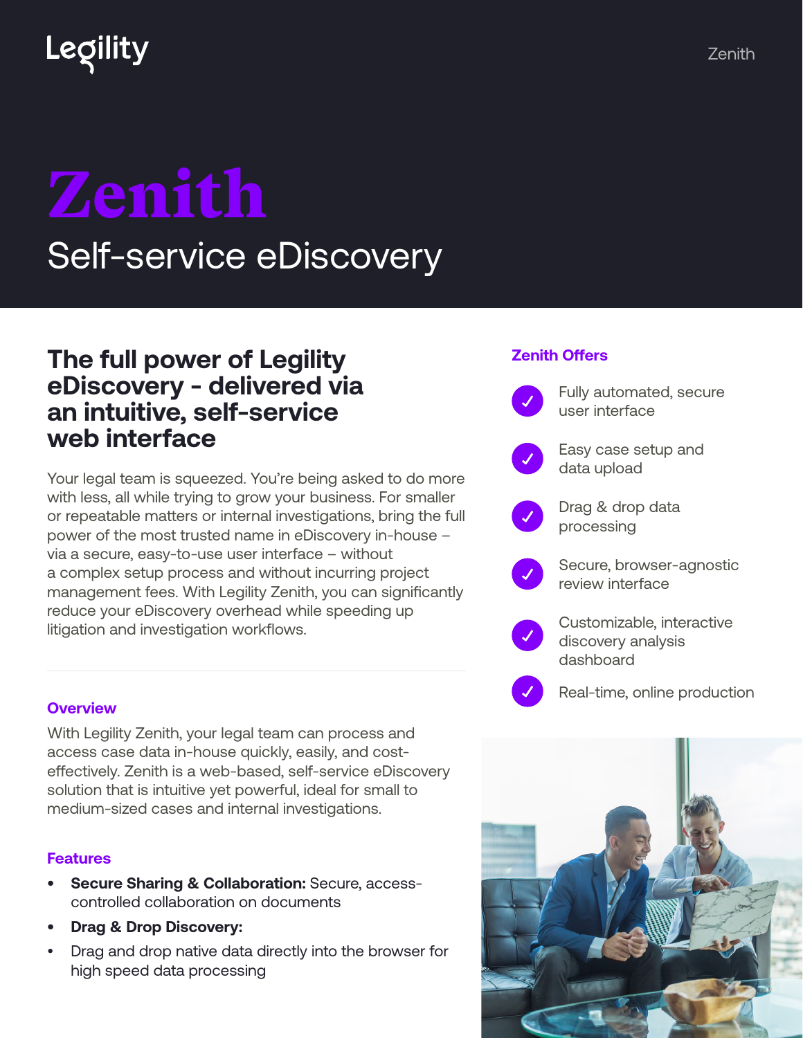Legility

# Zenith

Self-service eDiscovery

## The full power of Legility eDiscovery - delivered via an intuitive, self-service web interface

Your legal team is squeezed. You're being asked to do more with less, all while trying to grow your business. For smaller or repeatable matters or internal investigations, bring the full power of the most trusted name in eDiscovery in-house – via a secure, easy-to-use user interface – without a complex setup process and without incurring project management fees. With Legility Zenith, you can significantly reduce your eDiscovery overhead while speeding up litigation and investigation workflows.

### Overview

With Legility Zenith, your legal team can process and access case data in-house quickly, easily, and cost-effectively. Zenith is a web-based, self-service eDiscovery solution that is intuitive yet powerful, ideal for small to medium-sized cases and internal investigations.

### Features

- **Secure Sharing & Collaboration:** Secure, access-controlled collaboration on documents
- **Drag & Drop Discovery:**
- Drag and drop native data directly into the browser for high speed data processing

### Zenith Offers

- ✓ Fully automated, secure user interface
- ✓ Easy case setup and data upload
- ✓ Drag & drop data processing
- ✓ Secure, browser-agnostic review interface
- ✓ Customizable, interactive discovery analysis dashboard
- ✓ Real-time, online production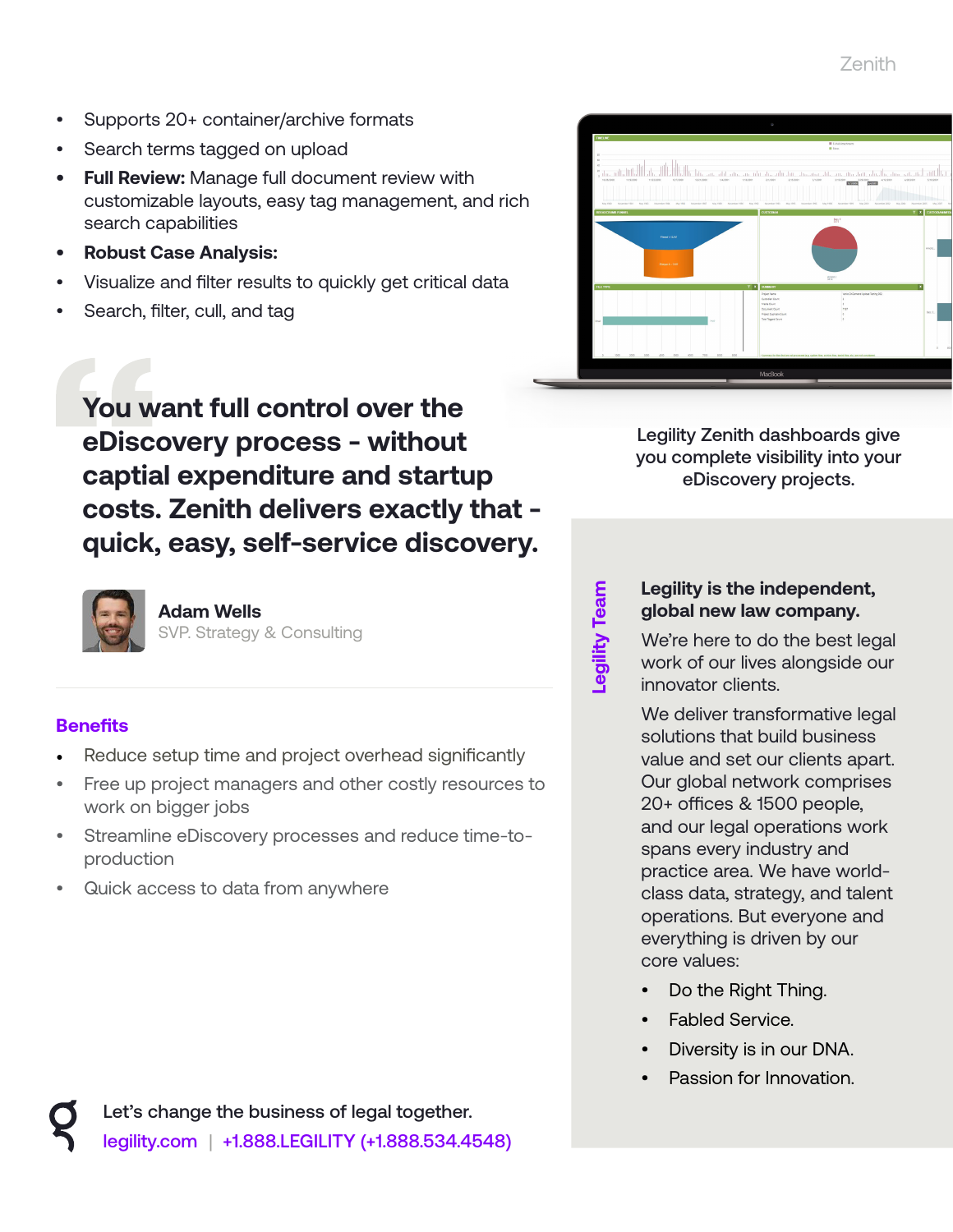- Supports 20+ container/archive formats
- Search terms tagged on upload
- **Full Review:** Manage full document review with customizable layouts, easy tag management, and rich search capabilities
- **Robust Case Analysis:**
- Visualize and filter results to quickly get critical data
- Search, filter, cull, and tag

Legility Zenith dashboards give you complete visibility into your eDiscovery projects.

> **You want full control over the eDiscovery process - without captial expenditure and startup costs. Zenith delivers exactly that - quick, easy, self-service discovery.**

**Adam Wells**
SVP. Strategy & Consulting

## Benefits

- Reduce setup time and project overhead significantly
- Free up project managers and other costly resources to work on bigger jobs
- Streamline eDiscovery processes and reduce time-to-production
- Quick access to data from anywhere

## Legility Team

**Legility is the independent, global new law company.**

We're here to do the best legal work of our lives alongside our innovator clients.

We deliver transformative legal solutions that build business value and set our clients apart. Our global network comprises 20+ offices & 1500 people, and our legal operations work spans every industry and practice area. We have world-class data, strategy, and talent operations. But everyone and everything is driven by our core values:

- Do the Right Thing.
- Fabled Service.
- Diversity is in our DNA.
- Passion for Innovation.

Let's change the business of legal together.
legility.com | +1.888.LEGILITY (+1.888.534.4548)